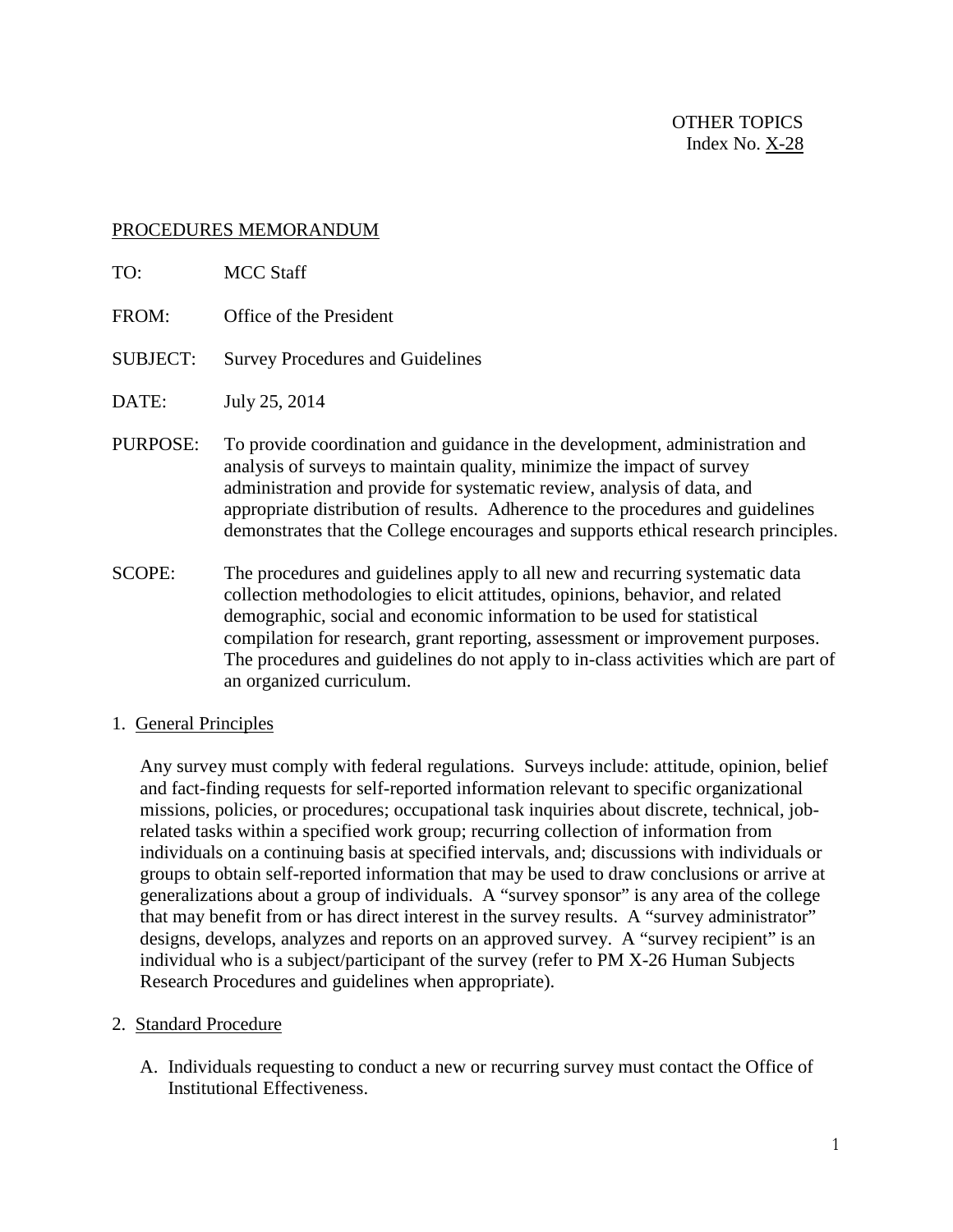OTHER TOPICS
Index No. X-28

PROCEDURES MEMORANDUM

TO: MCC Staff

FROM: Office of the President

SUBJECT: Survey Procedures and Guidelines

DATE: July 25, 2014

PURPOSE: To provide coordination and guidance in the development, administration and analysis of surveys to maintain quality, minimize the impact of survey administration and provide for systematic review, analysis of data, and appropriate distribution of results. Adherence to the procedures and guidelines demonstrates that the College encourages and supports ethical research principles.

SCOPE: The procedures and guidelines apply to all new and recurring systematic data collection methodologies to elicit attitudes, opinions, behavior, and related demographic, social and economic information to be used for statistical compilation for research, grant reporting, assessment or improvement purposes. The procedures and guidelines do not apply to in-class activities which are part of an organized curriculum.

1. General Principles

   Any survey must comply with federal regulations. Surveys include: attitude, opinion, belief and fact-finding requests for self-reported information relevant to specific organizational missions, policies, or procedures; occupational task inquiries about discrete, technical, job-related tasks within a specified work group; recurring collection of information from individuals on a continuing basis at specified intervals, and; discussions with individuals or groups to obtain self-reported information that may be used to draw conclusions or arrive at generalizations about a group of individuals. A "survey sponsor" is any area of the college that may benefit from or has direct interest in the survey results. A "survey administrator" designs, develops, analyzes and reports on an approved survey. A "survey recipient" is an individual who is a subject/participant of the survey (refer to PM X-26 Human Subjects Research Procedures and guidelines when appropriate).

2. Standard Procedure

   A. Individuals requesting to conduct a new or recurring survey must contact the Office of Institutional Effectiveness.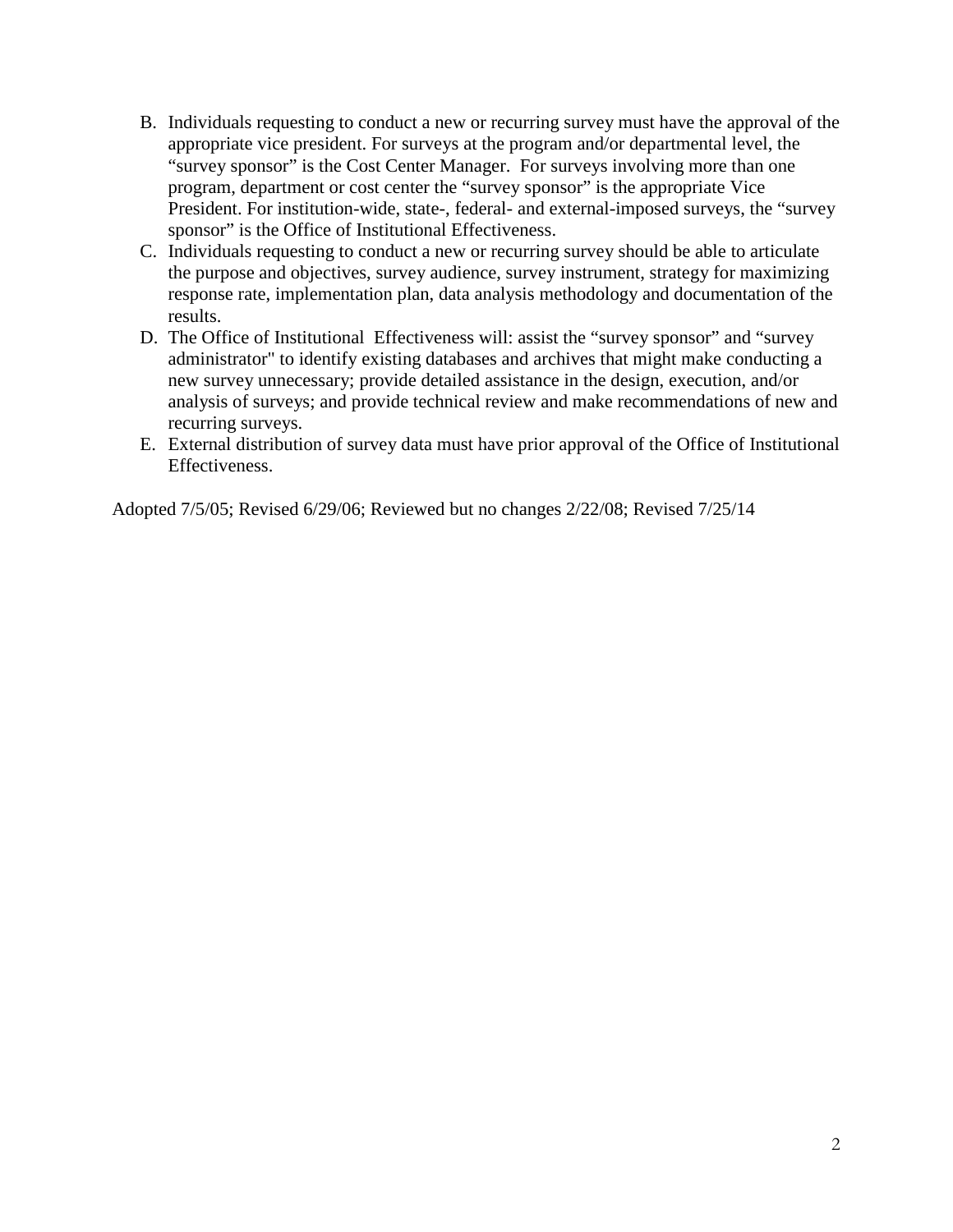B. Individuals requesting to conduct a new or recurring survey must have the approval of the appropriate vice president. For surveys at the program and/or departmental level, the "survey sponsor" is the Cost Center Manager. For surveys involving more than one program, department or cost center the "survey sponsor" is the appropriate Vice President. For institution-wide, state-, federal- and external-imposed surveys, the "survey sponsor" is the Office of Institutional Effectiveness.

C. Individuals requesting to conduct a new or recurring survey should be able to articulate the purpose and objectives, survey audience, survey instrument, strategy for maximizing response rate, implementation plan, data analysis methodology and documentation of the results.

D. The Office of Institutional Effectiveness will: assist the "survey sponsor" and "survey administrator" to identify existing databases and archives that might make conducting a new survey unnecessary; provide detailed assistance in the design, execution, and/or analysis of surveys; and provide technical review and make recommendations of new and recurring surveys.

E. External distribution of survey data must have prior approval of the Office of Institutional Effectiveness.

Adopted 7/5/05; Revised 6/29/06; Reviewed but no changes 2/22/08; Revised 7/25/14